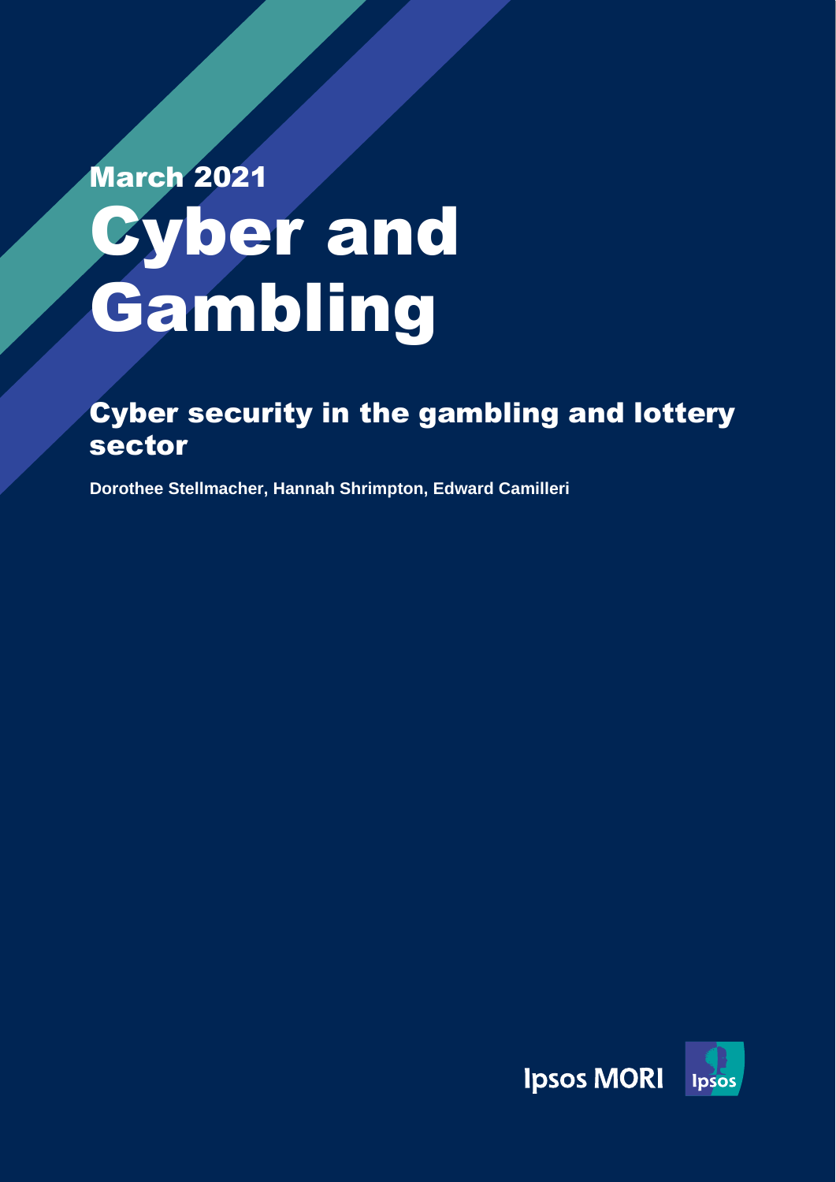March 2021

# Cyber and Gambling

## Cyber security in the gambling and lottery sector

**Dorothee Stellmacher, Hannah Shrimpton, Edward Camilleri**

Ipsos MORI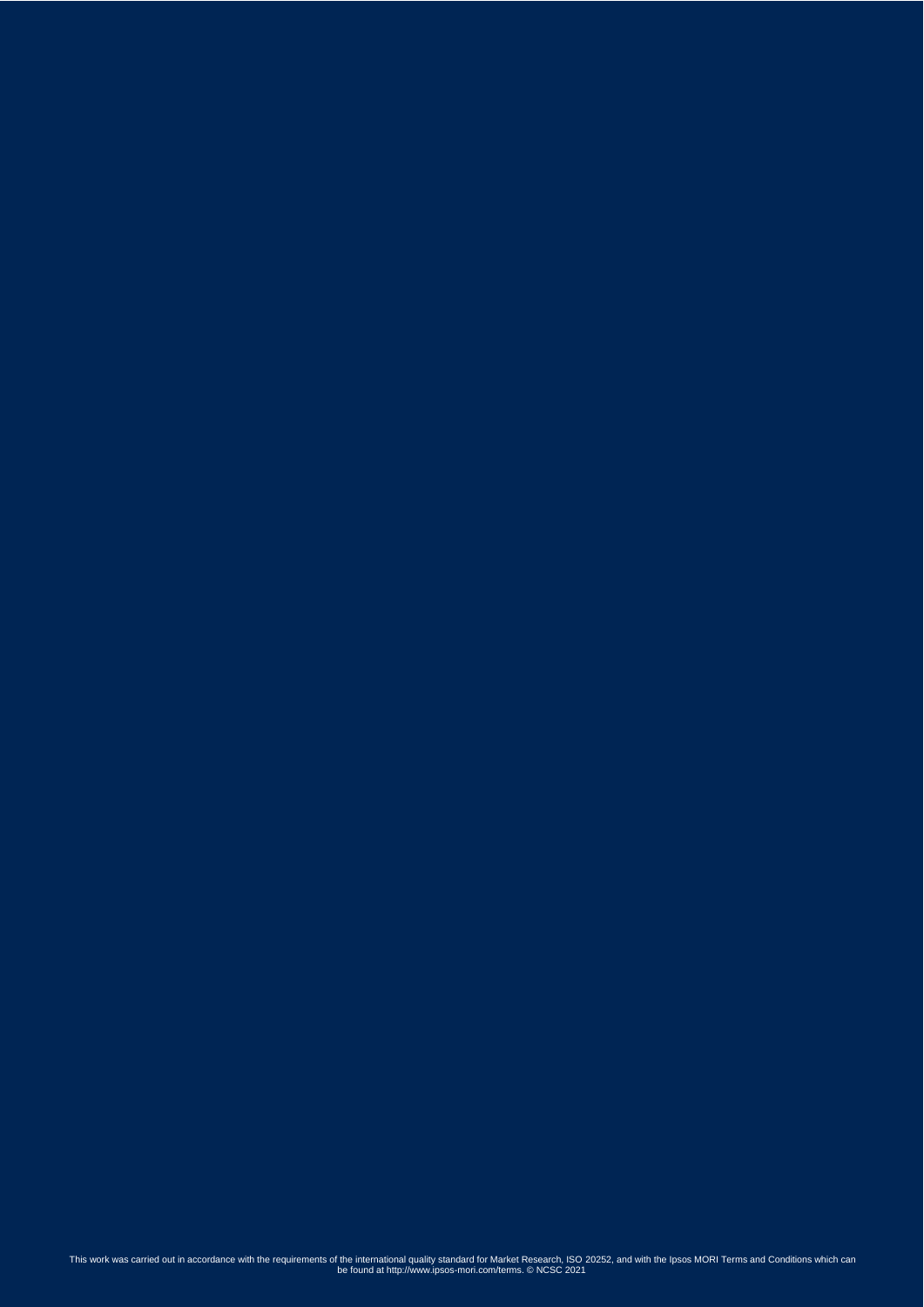This work was carried out in accordance with the requirements of the international quality standard for Market Research, ISO 20252, and with the Ipsos MORI Terms and Conditions which can be found at http://www.ipsos-mori.com/terms. © NCSC 2021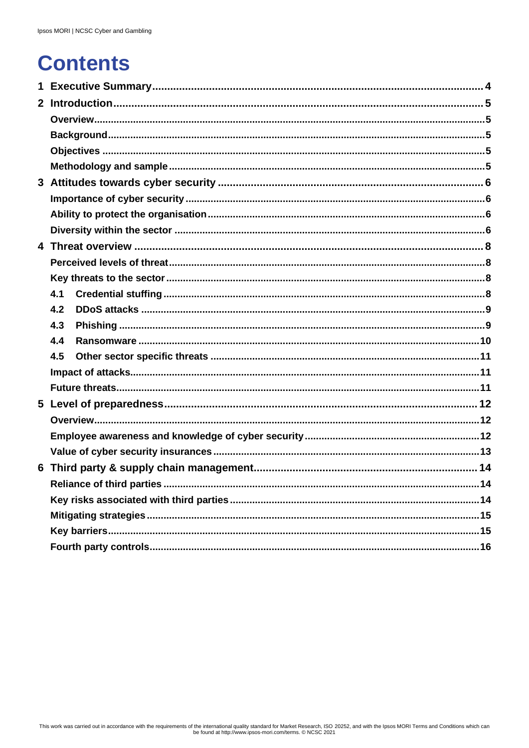# Contents

1 Executive Summary .......... 4

2 Introduction .......... 5

- Overview .......... 5
- Background .......... 5
- Objectives .......... 5
- Methodology and sample .......... 5

3 Attitudes towards cyber security .......... 6

- Importance of cyber security .......... 6
- Ability to protect the organisation .......... 6
- Diversity within the sector .......... 6

4 Threat overview .......... 8

- Perceived levels of threat .......... 8
- Key threats to the sector .......... 8
  - 4.1 Credential stuffing .......... 8
  - 4.2 DDoS attacks .......... 9
  - 4.3 Phishing .......... 9
  - 4.4 Ransomware .......... 10
  - 4.5 Other sector specific threats .......... 11
- Impact of attacks .......... 11
- Future threats .......... 11

5 Level of preparedness .......... 12

- Overview .......... 12
- Employee awareness and knowledge of cyber security .......... 12
- Value of cyber security insurances .......... 13

6 Third party & supply chain management .......... 14

- Reliance of third parties .......... 14
- Key risks associated with third parties .......... 14
- Mitigating strategies .......... 15
- Key barriers .......... 15
- Fourth party controls .......... 16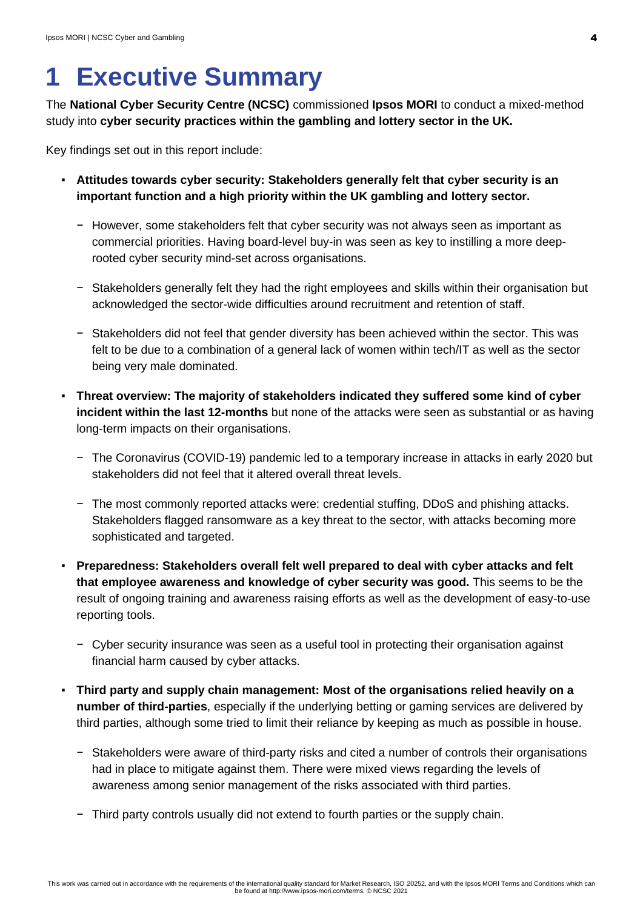# 1 Executive Summary

The **National Cyber Security Centre (NCSC)** commissioned **Ipsos MORI** to conduct a mixed-method study into **cyber security practices within the gambling and lottery sector in the UK.**

Key findings set out in this report include:

- **Attitudes towards cyber security: Stakeholders generally felt that cyber security is an important function and a high priority within the UK gambling and lottery sector.**
  - However, some stakeholders felt that cyber security was not always seen as important as commercial priorities. Having board-level buy-in was seen as key to instilling a more deep-rooted cyber security mind-set across organisations.
  - Stakeholders generally felt they had the right employees and skills within their organisation but acknowledged the sector-wide difficulties around recruitment and retention of staff.
  - Stakeholders did not feel that gender diversity has been achieved within the sector. This was felt to be due to a combination of a general lack of women within tech/IT as well as the sector being very male dominated.
- **Threat overview: The majority of stakeholders indicated they suffered some kind of cyber incident within the last 12-months** but none of the attacks were seen as substantial or as having long-term impacts on their organisations.
  - The Coronavirus (COVID-19) pandemic led to a temporary increase in attacks in early 2020 but stakeholders did not feel that it altered overall threat levels.
  - The most commonly reported attacks were: credential stuffing, DDoS and phishing attacks. Stakeholders flagged ransomware as a key threat to the sector, with attacks becoming more sophisticated and targeted.
- **Preparedness: Stakeholders overall felt well prepared to deal with cyber attacks and felt that employee awareness and knowledge of cyber security was good.** This seems to be the result of ongoing training and awareness raising efforts as well as the development of easy-to-use reporting tools.
  - Cyber security insurance was seen as a useful tool in protecting their organisation against financial harm caused by cyber attacks.
- **Third party and supply chain management: Most of the organisations relied heavily on a number of third-parties**, especially if the underlying betting or gaming services are delivered by third parties, although some tried to limit their reliance by keeping as much as possible in house.
  - Stakeholders were aware of third-party risks and cited a number of controls their organisations had in place to mitigate against them. There were mixed views regarding the levels of awareness among senior management of the risks associated with third parties.
  - Third party controls usually did not extend to fourth parties or the supply chain.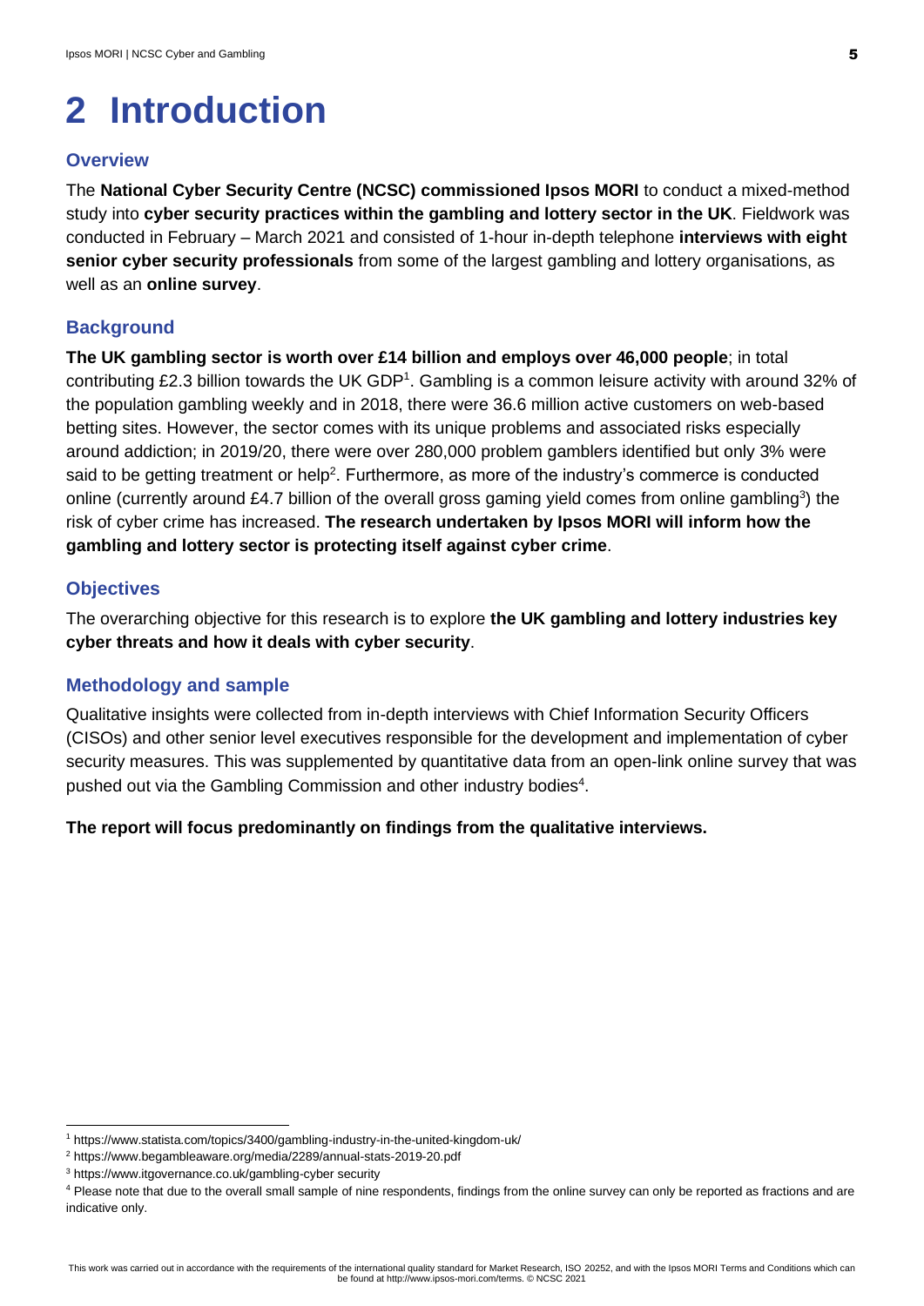# 2 Introduction

## Overview

The **National Cyber Security Centre (NCSC) commissioned Ipsos MORI** to conduct a mixed-method study into **cyber security practices within the gambling and lottery sector in the UK**. Fieldwork was conducted in February – March 2021 and consisted of 1-hour in-depth telephone **interviews with eight senior cyber security professionals** from some of the largest gambling and lottery organisations, as well as an **online survey**.

## Background

**The UK gambling sector is worth over £14 billion and employs over 46,000 people**; in total contributing £2.3 billion towards the UK GDP[1]. Gambling is a common leisure activity with around 32% of the population gambling weekly and in 2018, there were 36.6 million active customers on web-based betting sites. However, the sector comes with its unique problems and associated risks especially around addiction; in 2019/20, there were over 280,000 problem gamblers identified but only 3% were said to be getting treatment or help[2]. Furthermore, as more of the industry's commerce is conducted online (currently around £4.7 billion of the overall gross gaming yield comes from online gambling[3]) the risk of cyber crime has increased. **The research undertaken by Ipsos MORI will inform how the gambling and lottery sector is protecting itself against cyber crime**.

## Objectives

The overarching objective for this research is to explore **the UK gambling and lottery industries key cyber threats and how it deals with cyber security**.

## Methodology and sample

Qualitative insights were collected from in-depth interviews with Chief Information Security Officers (CISOs) and other senior level executives responsible for the development and implementation of cyber security measures. This was supplemented by quantitative data from an open-link online survey that was pushed out via the Gambling Commission and other industry bodies[4].

**The report will focus predominantly on findings from the qualitative interviews.**

---

[1] https://www.statista.com/topics/3400/gambling-industry-in-the-united-kingdom-uk/

[2] https://www.begambleaware.org/media/2289/annual-stats-2019-20.pdf

[3] https://www.itgovernance.co.uk/gambling-cyber security

[4] Please note that due to the overall small sample of nine respondents, findings from the online survey can only be reported as fractions and are indicative only.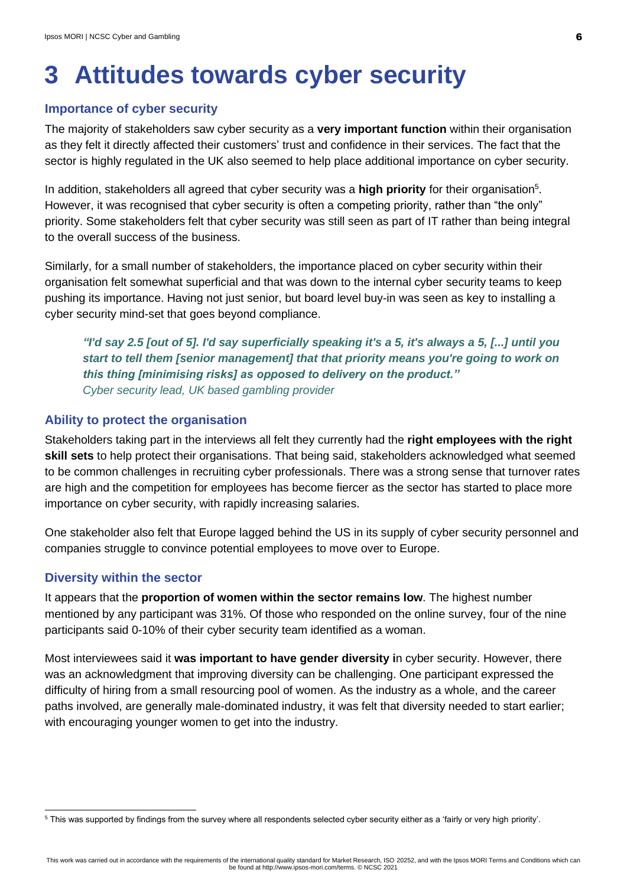# 3 Attitudes towards cyber security

## Importance of cyber security

The majority of stakeholders saw cyber security as a **very important function** within their organisation as they felt it directly affected their customers' trust and confidence in their services. The fact that the sector is highly regulated in the UK also seemed to help place additional importance on cyber security.

In addition, stakeholders all agreed that cyber security was a **high priority** for their organisation[5]. However, it was recognised that cyber security is often a competing priority, rather than "the only" priority. Some stakeholders felt that cyber security was still seen as part of IT rather than being integral to the overall success of the business.

Similarly, for a small number of stakeholders, the importance placed on cyber security within their organisation felt somewhat superficial and that was down to the internal cyber security teams to keep pushing its importance. Having not just senior, but board level buy-in was seen as key to installing a cyber security mind-set that goes beyond compliance.

> ***"I'd say 2.5 [out of 5]. I'd say superficially speaking it's a 5, it's always a 5, [...] until you start to tell them [senior management] that that priority means you're going to work on this thing [minimising risks] as opposed to delivery on the product."***
> *Cyber security lead, UK based gambling provider*

## Ability to protect the organisation

Stakeholders taking part in the interviews all felt they currently had the **right employees with the right skill sets** to help protect their organisations. That being said, stakeholders acknowledged what seemed to be common challenges in recruiting cyber professionals. There was a strong sense that turnover rates are high and the competition for employees has become fiercer as the sector has started to place more importance on cyber security, with rapidly increasing salaries.

One stakeholder also felt that Europe lagged behind the US in its supply of cyber security personnel and companies struggle to convince potential employees to move over to Europe.

## Diversity within the sector

It appears that the **proportion of women within the sector remains low**. The highest number mentioned by any participant was 31%. Of those who responded on the online survey, four of the nine participants said 0-10% of their cyber security team identified as a woman.

Most interviewees said it **was important to have gender diversity i**n cyber security. However, there was an acknowledgment that improving diversity can be challenging. One participant expressed the difficulty of hiring from a small resourcing pool of women. As the industry as a whole, and the career paths involved, are generally male-dominated industry, it was felt that diversity needed to start earlier; with encouraging younger women to get into the industry.

[5] This was supported by findings from the survey where all respondents selected cyber security either as a 'fairly or very high priority'.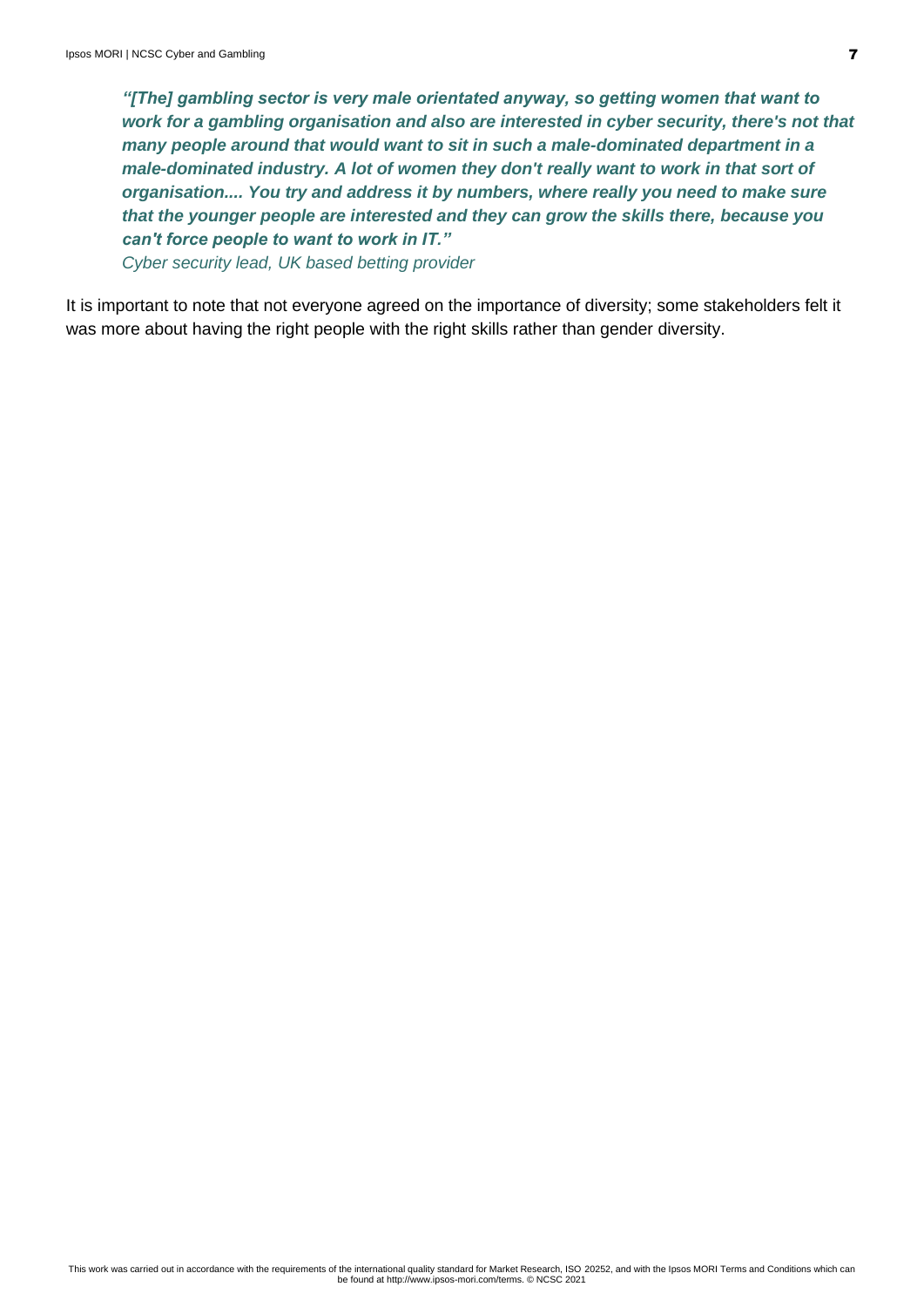> ***"[The] gambling sector is very male orientated anyway, so getting women that want to work for a gambling organisation and also are interested in cyber security, there's not that many people around that would want to sit in such a male-dominated department in a male-dominated industry. A lot of women they don't really want to work in that sort of organisation.... You try and address it by numbers, where really you need to make sure that the younger people are interested and they can grow the skills there, because you can't force people to want to work in IT."***
> *Cyber security lead, UK based betting provider*

It is important to note that not everyone agreed on the importance of diversity; some stakeholders felt it was more about having the right people with the right skills rather than gender diversity.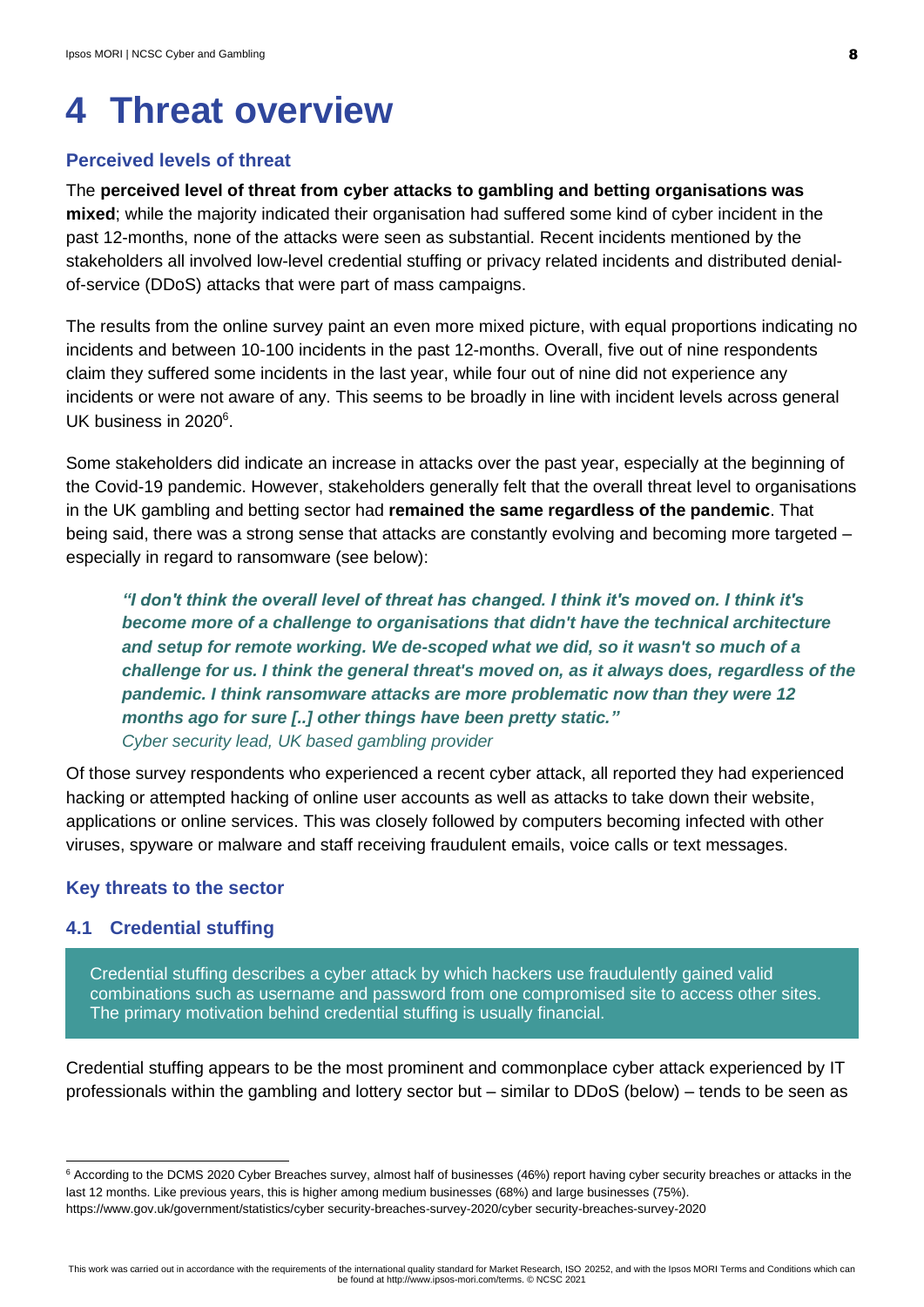# 4 Threat overview

### Perceived levels of threat

The **perceived level of threat from cyber attacks to gambling and betting organisations was mixed**; while the majority indicated their organisation had suffered some kind of cyber incident in the past 12-months, none of the attacks were seen as substantial. Recent incidents mentioned by the stakeholders all involved low-level credential stuffing or privacy related incidents and distributed denial-of-service (DDoS) attacks that were part of mass campaigns.

The results from the online survey paint an even more mixed picture, with equal proportions indicating no incidents and between 10-100 incidents in the past 12-months. Overall, five out of nine respondents claim they suffered some incidents in the last year, while four out of nine did not experience any incidents or were not aware of any. This seems to be broadly in line with incident levels across general UK business in 2020[6].

Some stakeholders did indicate an increase in attacks over the past year, especially at the beginning of the Covid-19 pandemic. However, stakeholders generally felt that the overall threat level to organisations in the UK gambling and betting sector had **remained the same regardless of the pandemic**. That being said, there was a strong sense that attacks are constantly evolving and becoming more targeted – especially in regard to ransomware (see below):

> ***"I don't think the overall level of threat has changed. I think it's moved on. I think it's become more of a challenge to organisations that didn't have the technical architecture and setup for remote working. We de-scoped what we did, so it wasn't so much of a challenge for us. I think the general threat's moved on, as it always does, regardless of the pandemic. I think ransomware attacks are more problematic now than they were 12 months ago for sure [..] other things have been pretty static."***
> *Cyber security lead, UK based gambling provider*

Of those survey respondents who experienced a recent cyber attack, all reported they had experienced hacking or attempted hacking of online user accounts as well as attacks to take down their website, applications or online services. This was closely followed by computers becoming infected with other viruses, spyware or malware and staff receiving fraudulent emails, voice calls or text messages.

### Key threats to the sector

### 4.1 Credential stuffing

> Credential stuffing describes a cyber attack by which hackers use fraudulently gained valid combinations such as username and password from one compromised site to access other sites. The primary motivation behind credential stuffing is usually financial.

Credential stuffing appears to be the most prominent and commonplace cyber attack experienced by IT professionals within the gambling and lottery sector but – similar to DDoS (below) – tends to be seen as

---

[6] According to the DCMS 2020 Cyber Breaches survey, almost half of businesses (46%) report having cyber security breaches or attacks in the last 12 months. Like previous years, this is higher among medium businesses (68%) and large businesses (75%). https://www.gov.uk/government/statistics/cyber security-breaches-survey-2020/cyber security-breaches-survey-2020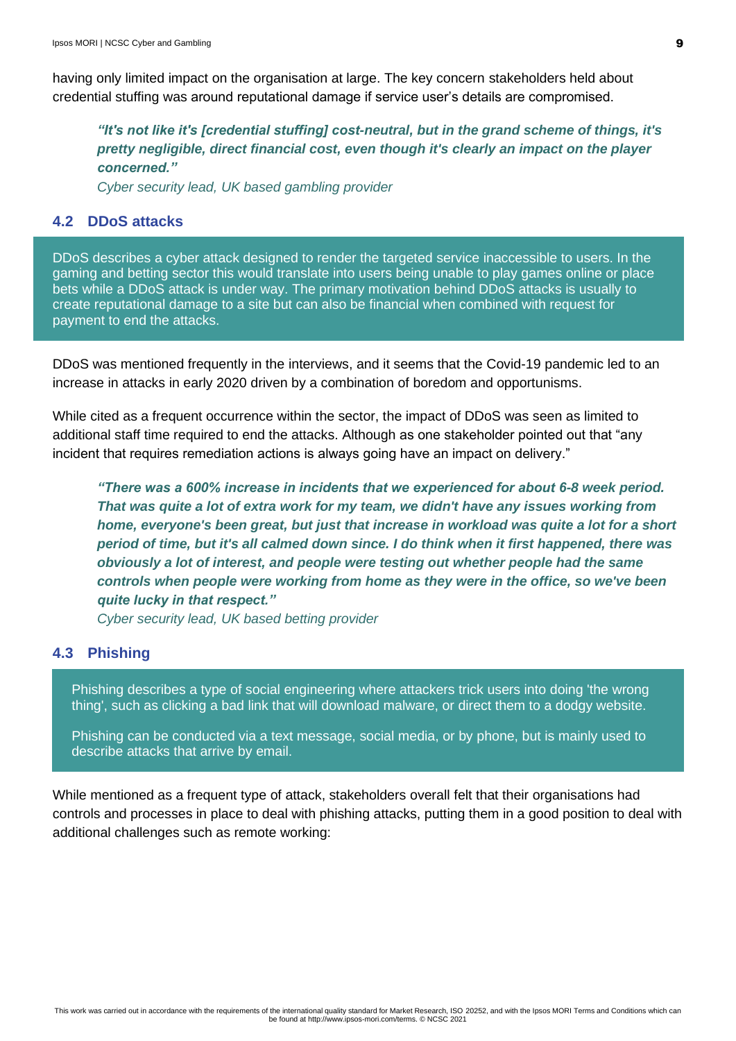having only limited impact on the organisation at large. The key concern stakeholders held about credential stuffing was around reputational damage if service user's details are compromised.

> ***"It's not like it's [credential stuffing] cost-neutral, but in the grand scheme of things, it's pretty negligible, direct financial cost, even though it's clearly an impact on the player concerned."***
>
> *Cyber security lead, UK based gambling provider*

### 4.2 DDoS attacks

> DDoS describes a cyber attack designed to render the targeted service inaccessible to users. In the gaming and betting sector this would translate into users being unable to play games online or place bets while a DDoS attack is under way. The primary motivation behind DDoS attacks is usually to create reputational damage to a site but can also be financial when combined with request for payment to end the attacks.

DDoS was mentioned frequently in the interviews, and it seems that the Covid-19 pandemic led to an increase in attacks in early 2020 driven by a combination of boredom and opportunisms.

While cited as a frequent occurrence within the sector, the impact of DDoS was seen as limited to additional staff time required to end the attacks. Although as one stakeholder pointed out that "any incident that requires remediation actions is always going have an impact on delivery."

> ***"There was a 600% increase in incidents that we experienced for about 6-8 week period. That was quite a lot of extra work for my team, we didn't have any issues working from home, everyone's been great, but just that increase in workload was quite a lot for a short period of time, but it's all calmed down since. I do think when it first happened, there was obviously a lot of interest, and people were testing out whether people had the same controls when people were working from home as they were in the office, so we've been quite lucky in that respect."***
>
> *Cyber security lead, UK based betting provider*

### 4.3 Phishing

> Phishing describes a type of social engineering where attackers trick users into doing 'the wrong thing', such as clicking a bad link that will download malware, or direct them to a dodgy website.
>
> Phishing can be conducted via a text message, social media, or by phone, but is mainly used to describe attacks that arrive by email.

While mentioned as a frequent type of attack, stakeholders overall felt that their organisations had controls and processes in place to deal with phishing attacks, putting them in a good position to deal with additional challenges such as remote working: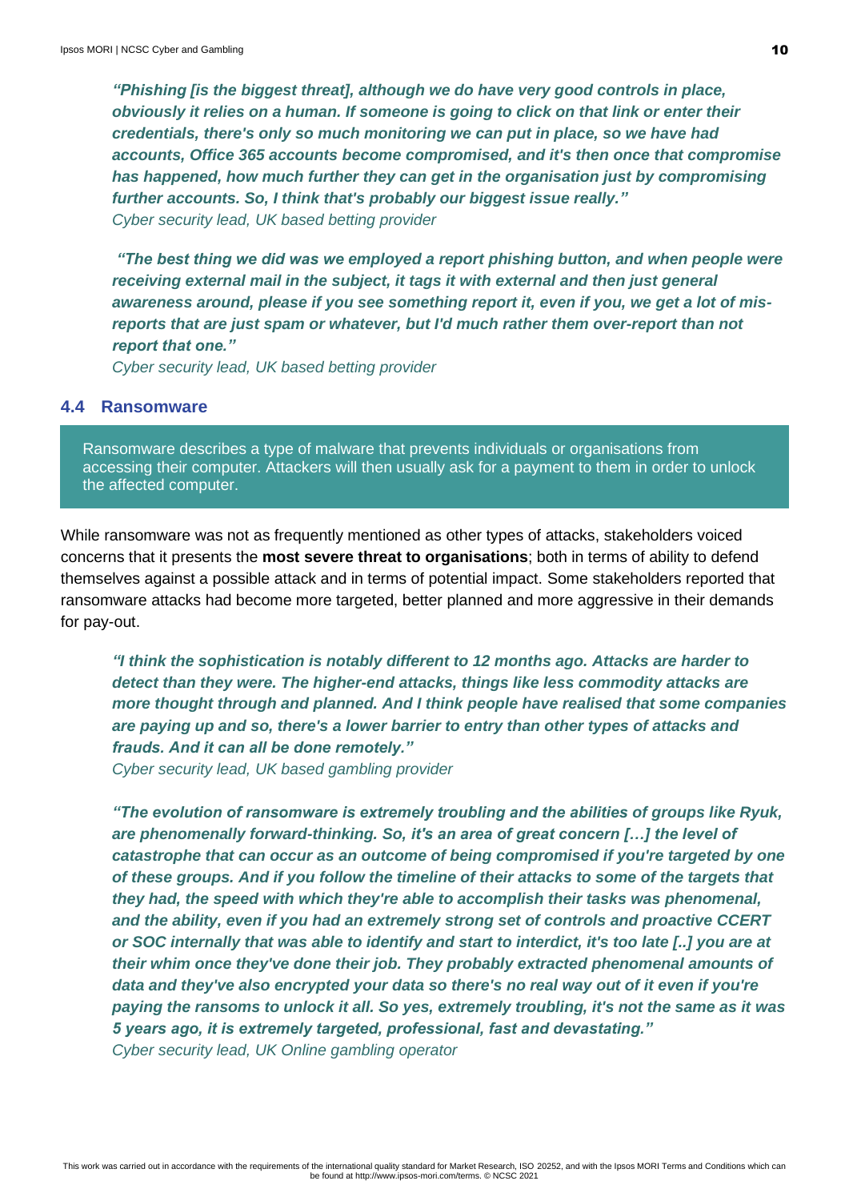***"Phishing [is the biggest threat], although we do have very good controls in place, obviously it relies on a human. If someone is going to click on that link or enter their credentials, there's only so much monitoring we can put in place, so we have had accounts, Office 365 accounts become compromised, and it's then once that compromise has happened, how much further they can get in the organisation just by compromising further accounts. So, I think that's probably our biggest issue really."***
*Cyber security lead, UK based betting provider*

***"The best thing we did was we employed a report phishing button, and when people were receiving external mail in the subject, it tags it with external and then just general awareness around, please if you see something report it, even if you, we get a lot of mis-reports that are just spam or whatever, but I'd much rather them over-report than not report that one."***
*Cyber security lead, UK based betting provider*

### 4.4 Ransomware

> Ransomware describes a type of malware that prevents individuals or organisations from accessing their computer. Attackers will then usually ask for a payment to them in order to unlock the affected computer.

While ransomware was not as frequently mentioned as other types of attacks, stakeholders voiced concerns that it presents the **most severe threat to organisations**; both in terms of ability to defend themselves against a possible attack and in terms of potential impact. Some stakeholders reported that ransomware attacks had become more targeted, better planned and more aggressive in their demands for pay-out.

***"I think the sophistication is notably different to 12 months ago. Attacks are harder to detect than they were. The higher-end attacks, things like less commodity attacks are more thought through and planned. And I think people have realised that some companies are paying up and so, there's a lower barrier to entry than other types of attacks and frauds. And it can all be done remotely."***
*Cyber security lead, UK based gambling provider*

***"The evolution of ransomware is extremely troubling and the abilities of groups like Ryuk, are phenomenally forward-thinking. So, it's an area of great concern […] the level of catastrophe that can occur as an outcome of being compromised if you're targeted by one of these groups. And if you follow the timeline of their attacks to some of the targets that they had, the speed with which they're able to accomplish their tasks was phenomenal, and the ability, even if you had an extremely strong set of controls and proactive CCERT or SOC internally that was able to identify and start to interdict, it's too late [..] you are at their whim once they've done their job. They probably extracted phenomenal amounts of data and they've also encrypted your data so there's no real way out of it even if you're paying the ransoms to unlock it all. So yes, extremely troubling, it's not the same as it was 5 years ago, it is extremely targeted, professional, fast and devastating."***
*Cyber security lead, UK Online gambling operator*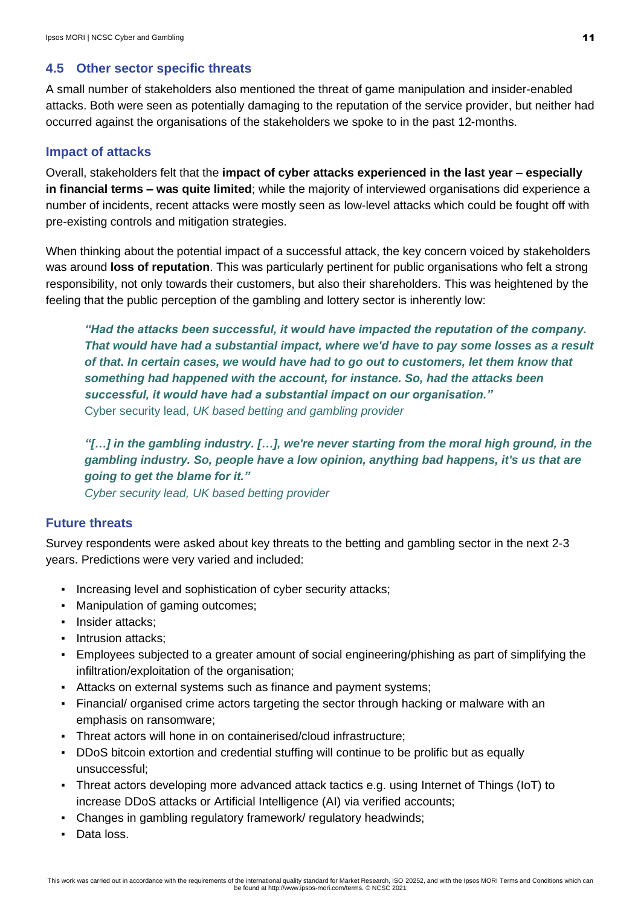## 4.5 Other sector specific threats

A small number of stakeholders also mentioned the threat of game manipulation and insider-enabled attacks. Both were seen as potentially damaging to the reputation of the service provider, but neither had occurred against the organisations of the stakeholders we spoke to in the past 12-months.

### Impact of attacks

Overall, stakeholders felt that the **impact of cyber attacks experienced in the last year – especially in financial terms – was quite limited**; while the majority of interviewed organisations did experience a number of incidents, recent attacks were mostly seen as low-level attacks which could be fought off with pre-existing controls and mitigation strategies.

When thinking about the potential impact of a successful attack, the key concern voiced by stakeholders was around **loss of reputation**. This was particularly pertinent for public organisations who felt a strong responsibility, not only towards their customers, but also their shareholders. This was heightened by the feeling that the public perception of the gambling and lottery sector is inherently low:

> ***"Had the attacks been successful, it would have impacted the reputation of the company. That would have had a substantial impact, where we'd have to pay some losses as a result of that. In certain cases, we would have had to go out to customers, let them know that something had happened with the account, for instance. So, had the attacks been successful, it would have had a substantial impact on our organisation."***
> Cyber security lead, *UK based betting and gambling provider*

> ***"[…] in the gambling industry. […], we're never starting from the moral high ground, in the gambling industry. So, people have a low opinion, anything bad happens, it's us that are going to get the blame for it."***
> *Cyber security lead, UK based betting provider*

### Future threats

Survey respondents were asked about key threats to the betting and gambling sector in the next 2-3 years. Predictions were very varied and included:

- Increasing level and sophistication of cyber security attacks;
- Manipulation of gaming outcomes;
- Insider attacks;
- Intrusion attacks;
- Employees subjected to a greater amount of social engineering/phishing as part of simplifying the infiltration/exploitation of the organisation;
- Attacks on external systems such as finance and payment systems;
- Financial/ organised crime actors targeting the sector through hacking or malware with an emphasis on ransomware;
- Threat actors will hone in on containerised/cloud infrastructure;
- DDoS bitcoin extortion and credential stuffing will continue to be prolific but as equally unsuccessful;
- Threat actors developing more advanced attack tactics e.g. using Internet of Things (IoT) to increase DDoS attacks or Artificial Intelligence (AI) via verified accounts;
- Changes in gambling regulatory framework/ regulatory headwinds;
- Data loss.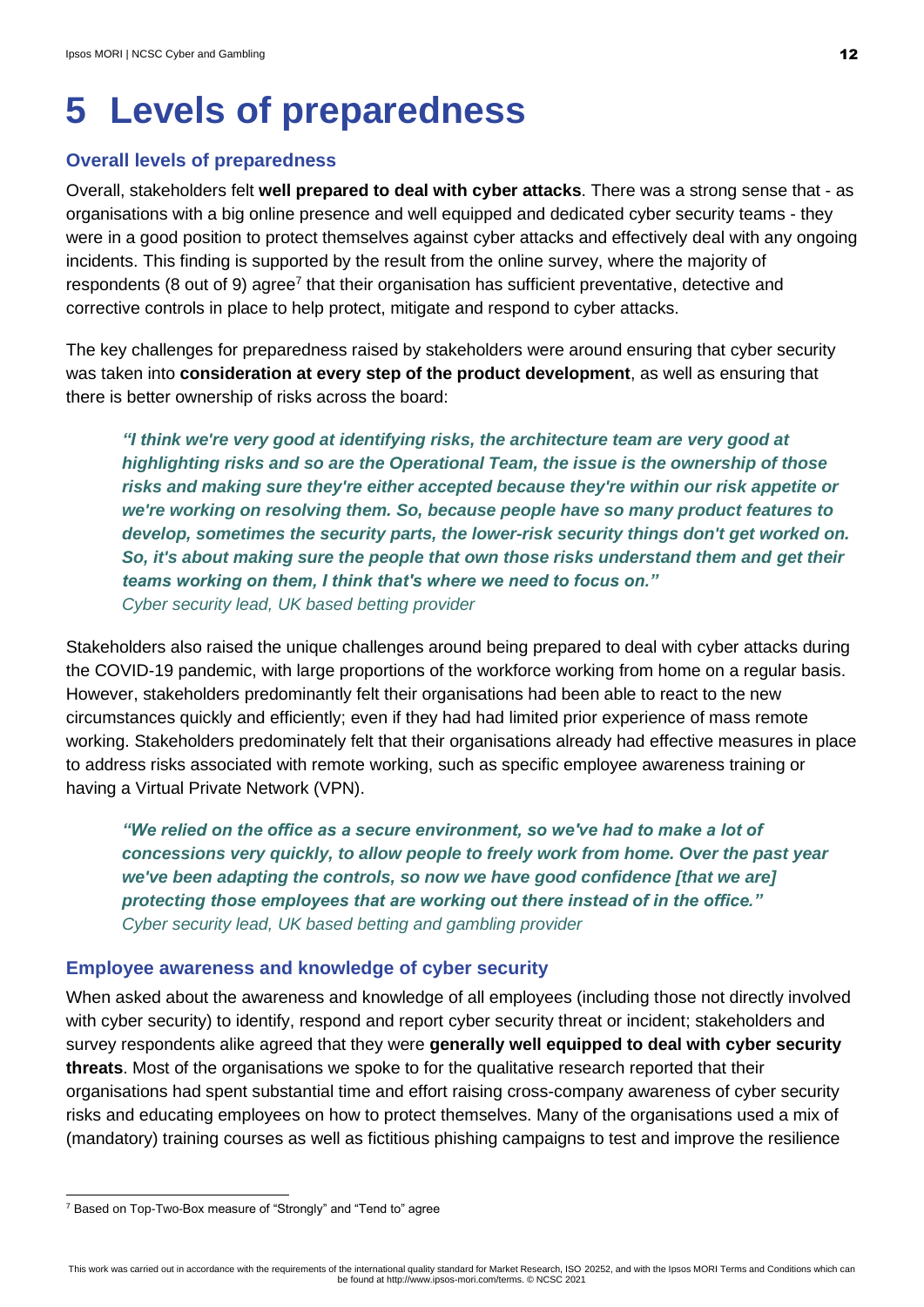# 5 Levels of preparedness

## Overall levels of preparedness

Overall, stakeholders felt **well prepared to deal with cyber attacks**. There was a strong sense that - as organisations with a big online presence and well equipped and dedicated cyber security teams - they were in a good position to protect themselves against cyber attacks and effectively deal with any ongoing incidents. This finding is supported by the result from the online survey, where the majority of respondents (8 out of 9) agree[7] that their organisation has sufficient preventative, detective and corrective controls in place to help protect, mitigate and respond to cyber attacks.

The key challenges for preparedness raised by stakeholders were around ensuring that cyber security was taken into **consideration at every step of the product development**, as well as ensuring that there is better ownership of risks across the board:

> ***"I think we're very good at identifying risks, the architecture team are very good at highlighting risks and so are the Operational Team, the issue is the ownership of those risks and making sure they're either accepted because they're within our risk appetite or we're working on resolving them. So, because people have so many product features to develop, sometimes the security parts, the lower-risk security things don't get worked on. So, it's about making sure the people that own those risks understand them and get their teams working on them, I think that's where we need to focus on."***
> *Cyber security lead, UK based betting provider*

Stakeholders also raised the unique challenges around being prepared to deal with cyber attacks during the COVID-19 pandemic, with large proportions of the workforce working from home on a regular basis. However, stakeholders predominantly felt their organisations had been able to react to the new circumstances quickly and efficiently; even if they had had limited prior experience of mass remote working. Stakeholders predominately felt that their organisations already had effective measures in place to address risks associated with remote working, such as specific employee awareness training or having a Virtual Private Network (VPN).

> ***"We relied on the office as a secure environment, so we've had to make a lot of concessions very quickly, to allow people to freely work from home. Over the past year we've been adapting the controls, so now we have good confidence [that we are] protecting those employees that are working out there instead of in the office."***
> *Cyber security lead, UK based betting and gambling provider*

## Employee awareness and knowledge of cyber security

When asked about the awareness and knowledge of all employees (including those not directly involved with cyber security) to identify, respond and report cyber security threat or incident; stakeholders and survey respondents alike agreed that they were **generally well equipped to deal with cyber security threats**. Most of the organisations we spoke to for the qualitative research reported that their organisations had spent substantial time and effort raising cross-company awareness of cyber security risks and educating employees on how to protect themselves. Many of the organisations used a mix of (mandatory) training courses as well as fictitious phishing campaigns to test and improve the resilience

[7] Based on Top-Two-Box measure of "Strongly" and "Tend to" agree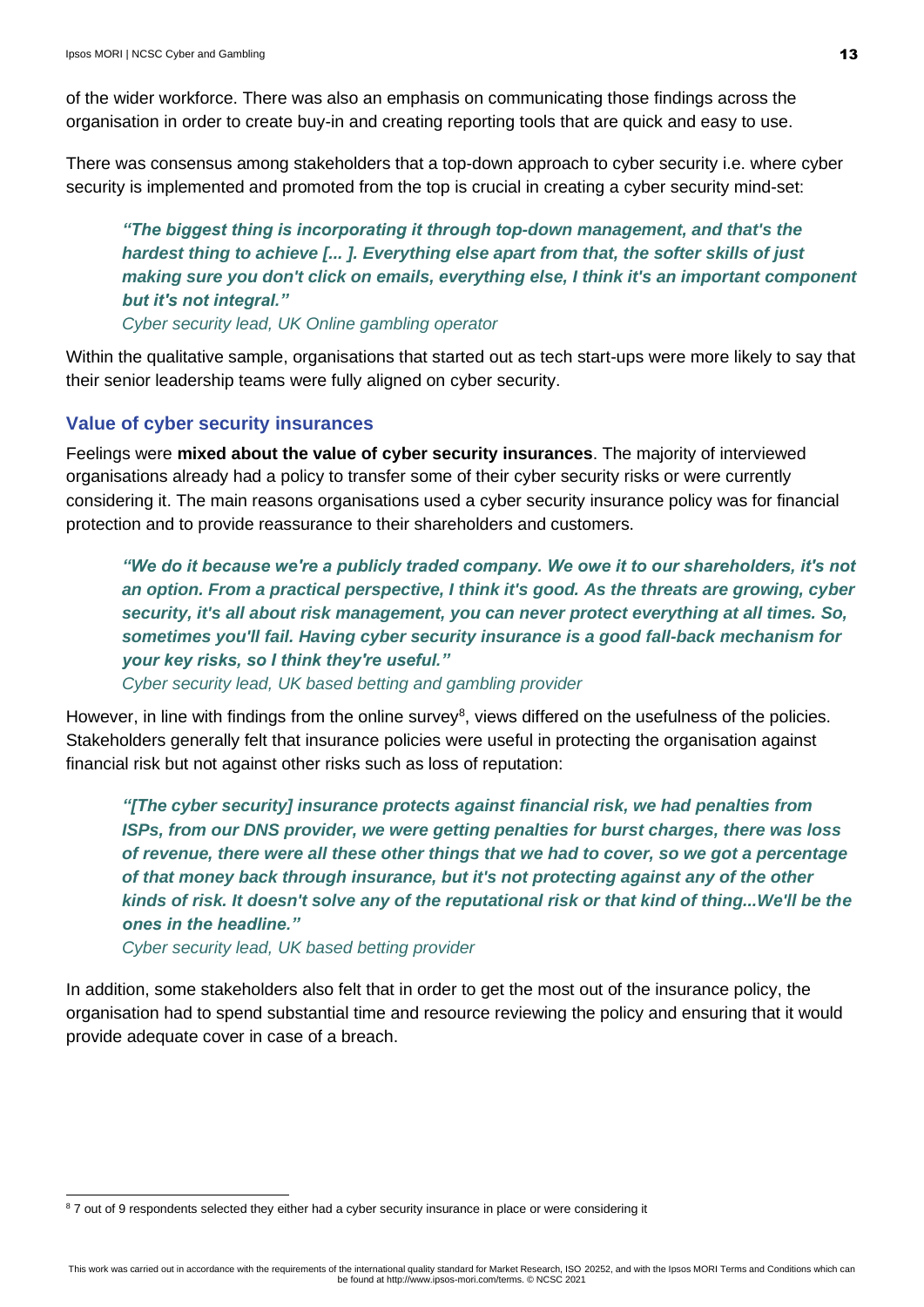of the wider workforce. There was also an emphasis on communicating those findings across the organisation in order to create buy-in and creating reporting tools that are quick and easy to use.

There was consensus among stakeholders that a top-down approach to cyber security i.e. where cyber security is implemented and promoted from the top is crucial in creating a cyber security mind-set:

> ***"The biggest thing is incorporating it through top-down management, and that's the hardest thing to achieve [... ]. Everything else apart from that, the softer skills of just making sure you don't click on emails, everything else, I think it's an important component but it's not integral."***
> *Cyber security lead, UK Online gambling operator*

Within the qualitative sample, organisations that started out as tech start-ups were more likely to say that their senior leadership teams were fully aligned on cyber security.

### Value of cyber security insurances

Feelings were **mixed about the value of cyber security insurances**. The majority of interviewed organisations already had a policy to transfer some of their cyber security risks or were currently considering it. The main reasons organisations used a cyber security insurance policy was for financial protection and to provide reassurance to their shareholders and customers.

> ***"We do it because we're a publicly traded company. We owe it to our shareholders, it's not an option. From a practical perspective, I think it's good. As the threats are growing, cyber security, it's all about risk management, you can never protect everything at all times. So, sometimes you'll fail. Having cyber security insurance is a good fall-back mechanism for your key risks, so I think they're useful."***
> *Cyber security lead, UK based betting and gambling provider*

However, in line with findings from the online survey[8], views differed on the usefulness of the policies. Stakeholders generally felt that insurance policies were useful in protecting the organisation against financial risk but not against other risks such as loss of reputation:

> ***"[The cyber security] insurance protects against financial risk, we had penalties from ISPs, from our DNS provider, we were getting penalties for burst charges, there was loss of revenue, there were all these other things that we had to cover, so we got a percentage of that money back through insurance, but it's not protecting against any of the other kinds of risk. It doesn't solve any of the reputational risk or that kind of thing...We'll be the ones in the headline."***
> *Cyber security lead, UK based betting provider*

In addition, some stakeholders also felt that in order to get the most out of the insurance policy, the organisation had to spend substantial time and resource reviewing the policy and ensuring that it would provide adequate cover in case of a breach.

[8] 7 out of 9 respondents selected they either had a cyber security insurance in place or were considering it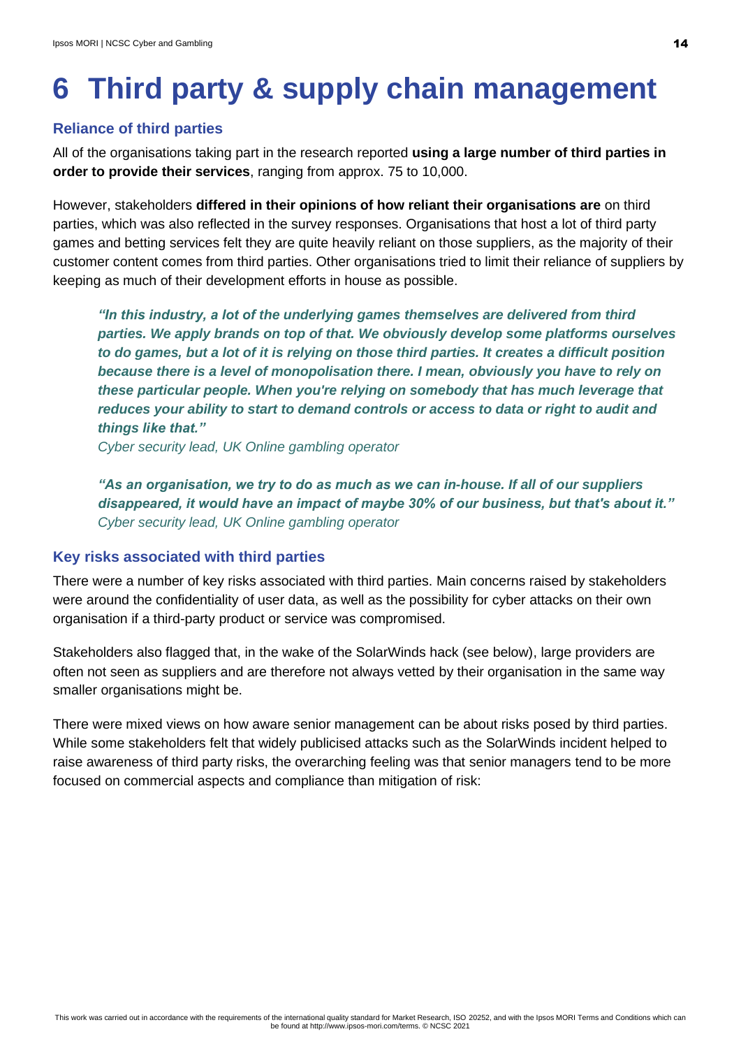# 6 Third party & supply chain management

### Reliance of third parties

All of the organisations taking part in the research reported **using a large number of third parties in order to provide their services**, ranging from approx. 75 to 10,000.

However, stakeholders **differed in their opinions of how reliant their organisations are** on third parties, which was also reflected in the survey responses. Organisations that host a lot of third party games and betting services felt they are quite heavily reliant on those suppliers, as the majority of their customer content comes from third parties. Other organisations tried to limit their reliance of suppliers by keeping as much of their development efforts in house as possible.

> ***"In this industry, a lot of the underlying games themselves are delivered from third parties. We apply brands on top of that. We obviously develop some platforms ourselves to do games, but a lot of it is relying on those third parties. It creates a difficult position because there is a level of monopolisation there. I mean, obviously you have to rely on these particular people. When you're relying on somebody that has much leverage that reduces your ability to start to demand controls or access to data or right to audit and things like that."***
> *Cyber security lead, UK Online gambling operator*

> ***"As an organisation, we try to do as much as we can in-house. If all of our suppliers disappeared, it would have an impact of maybe 30% of our business, but that's about it."***
> *Cyber security lead, UK Online gambling operator*

### Key risks associated with third parties

There were a number of key risks associated with third parties. Main concerns raised by stakeholders were around the confidentiality of user data, as well as the possibility for cyber attacks on their own organisation if a third-party product or service was compromised.

Stakeholders also flagged that, in the wake of the SolarWinds hack (see below), large providers are often not seen as suppliers and are therefore not always vetted by their organisation in the same way smaller organisations might be.

There were mixed views on how aware senior management can be about risks posed by third parties. While some stakeholders felt that widely publicised attacks such as the SolarWinds incident helped to raise awareness of third party risks, the overarching feeling was that senior managers tend to be more focused on commercial aspects and compliance than mitigation of risk: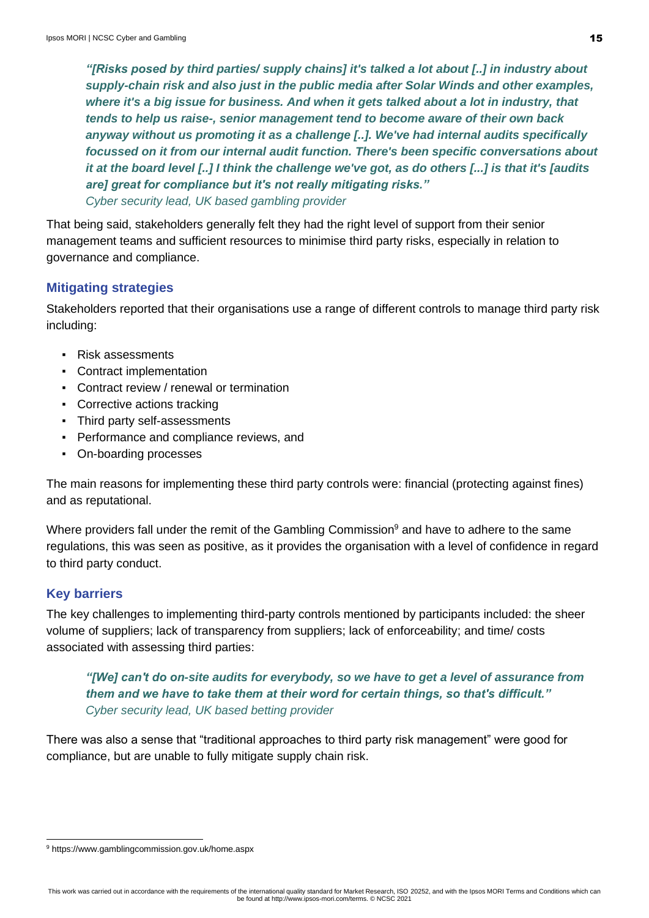***"[Risks posed by third parties/ supply chains] it's talked a lot about [..] in industry about supply-chain risk and also just in the public media after Solar Winds and other examples, where it's a big issue for business. And when it gets talked about a lot in industry, that tends to help us raise-, senior management tend to become aware of their own back anyway without us promoting it as a challenge [..]. We've had internal audits specifically focussed on it from our internal audit function. There's been specific conversations about it at the board level [..] I think the challenge we've got, as do others [...] is that it's [audits are] great for compliance but it's not really mitigating risks."***
*Cyber security lead, UK based gambling provider*

That being said, stakeholders generally felt they had the right level of support from their senior management teams and sufficient resources to minimise third party risks, especially in relation to governance and compliance.

### Mitigating strategies

Stakeholders reported that their organisations use a range of different controls to manage third party risk including:

- Risk assessments
- Contract implementation
- Contract review / renewal or termination
- Corrective actions tracking
- Third party self-assessments
- Performance and compliance reviews, and
- On-boarding processes

The main reasons for implementing these third party controls were: financial (protecting against fines) and as reputational.

Where providers fall under the remit of the Gambling Commission[9] and have to adhere to the same regulations, this was seen as positive, as it provides the organisation with a level of confidence in regard to third party conduct.

### Key barriers

The key challenges to implementing third-party controls mentioned by participants included: the sheer volume of suppliers; lack of transparency from suppliers; lack of enforceability; and time/ costs associated with assessing third parties:

***"[We] can't do on-site audits for everybody, so we have to get a level of assurance from them and we have to take them at their word for certain things, so that's difficult."***
*Cyber security lead, UK based betting provider*

There was also a sense that "traditional approaches to third party risk management" were good for compliance, but are unable to fully mitigate supply chain risk.

[9] https://www.gamblingcommission.gov.uk/home.aspx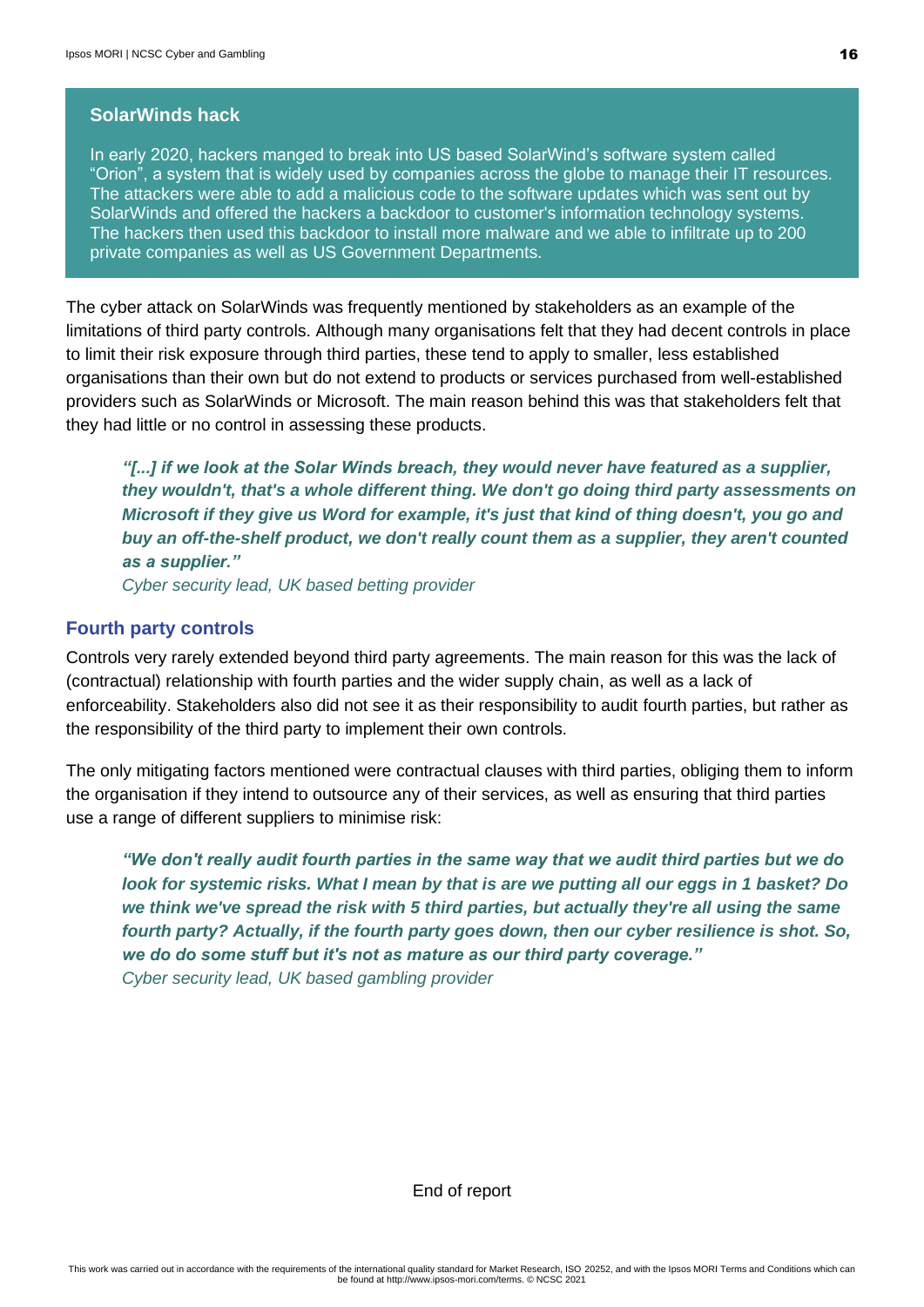### SolarWinds hack

In early 2020, hackers manged to break into US based SolarWind's software system called "Orion", a system that is widely used by companies across the globe to manage their IT resources. The attackers were able to add a malicious code to the software updates which was sent out by SolarWinds and offered the hackers a backdoor to customer's information technology systems. The hackers then used this backdoor to install more malware and we able to infiltrate up to 200 private companies as well as US Government Departments.

The cyber attack on SolarWinds was frequently mentioned by stakeholders as an example of the limitations of third party controls. Although many organisations felt that they had decent controls in place to limit their risk exposure through third parties, these tend to apply to smaller, less established organisations than their own but do not extend to products or services purchased from well-established providers such as SolarWinds or Microsoft. The main reason behind this was that stakeholders felt that they had little or no control in assessing these products.

> ***"[...] if we look at the Solar Winds breach, they would never have featured as a supplier, they wouldn't, that's a whole different thing. We don't go doing third party assessments on Microsoft if they give us Word for example, it's just that kind of thing doesn't, you go and buy an off-the-shelf product, we don't really count them as a supplier, they aren't counted as a supplier."***
> *Cyber security lead, UK based betting provider*

### Fourth party controls

Controls very rarely extended beyond third party agreements. The main reason for this was the lack of (contractual) relationship with fourth parties and the wider supply chain, as well as a lack of enforceability. Stakeholders also did not see it as their responsibility to audit fourth parties, but rather as the responsibility of the third party to implement their own controls.

The only mitigating factors mentioned were contractual clauses with third parties, obliging them to inform the organisation if they intend to outsource any of their services, as well as ensuring that third parties use a range of different suppliers to minimise risk:

> ***"We don't really audit fourth parties in the same way that we audit third parties but we do look for systemic risks. What I mean by that is are we putting all our eggs in 1 basket? Do we think we've spread the risk with 5 third parties, but actually they're all using the same fourth party? Actually, if the fourth party goes down, then our cyber resilience is shot. So, we do do some stuff but it's not as mature as our third party coverage."***
> *Cyber security lead, UK based gambling provider*

End of report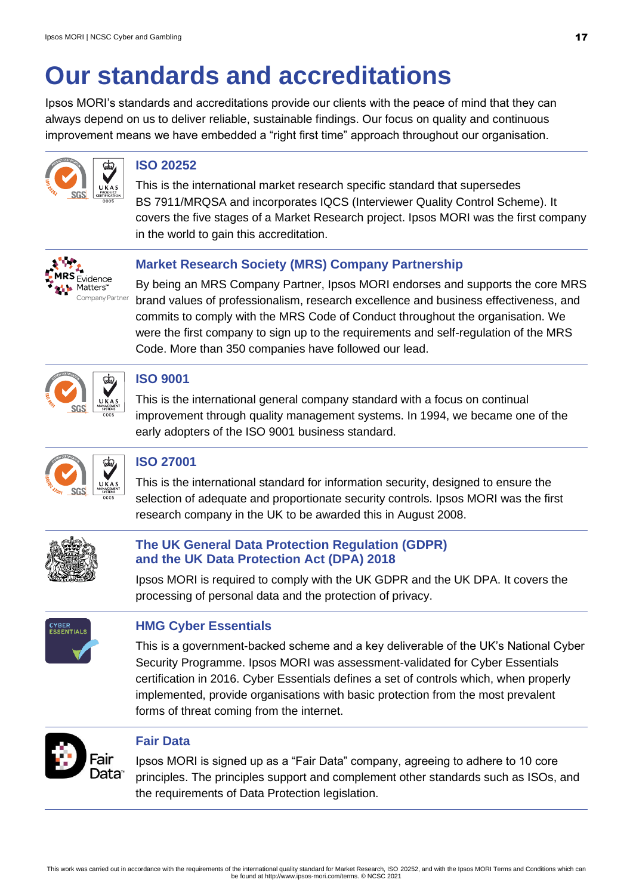# Our standards and accreditations

Ipsos MORI's standards and accreditations provide our clients with the peace of mind that they can always depend on us to deliver reliable, sustainable findings. Our focus on quality and continuous improvement means we have embedded a "right first time" approach throughout our organisation.

## ISO 20252

This is the international market research specific standard that supersedes BS 7911/MRQSA and incorporates IQCS (Interviewer Quality Control Scheme). It covers the five stages of a Market Research project. Ipsos MORI was the first company in the world to gain this accreditation.

## Market Research Society (MRS) Company Partnership

By being an MRS Company Partner, Ipsos MORI endorses and supports the core MRS brand values of professionalism, research excellence and business effectiveness, and commits to comply with the MRS Code of Conduct throughout the organisation. We were the first company to sign up to the requirements and self-regulation of the MRS Code. More than 350 companies have followed our lead.

## ISO 9001

This is the international general company standard with a focus on continual improvement through quality management systems. In 1994, we became one of the early adopters of the ISO 9001 business standard.

## ISO 27001

This is the international standard for information security, designed to ensure the selection of adequate and proportionate security controls. Ipsos MORI was the first research company in the UK to be awarded this in August 2008.

## The UK General Data Protection Regulation (GDPR) and the UK Data Protection Act (DPA) 2018

Ipsos MORI is required to comply with the UK GDPR and the UK DPA. It covers the processing of personal data and the protection of privacy.

## HMG Cyber Essentials

This is a government-backed scheme and a key deliverable of the UK's National Cyber Security Programme. Ipsos MORI was assessment-validated for Cyber Essentials certification in 2016. Cyber Essentials defines a set of controls which, when properly implemented, provide organisations with basic protection from the most prevalent forms of threat coming from the internet.

## Fair Data

Ipsos MORI is signed up as a "Fair Data" company, agreeing to adhere to 10 core principles. The principles support and complement other standards such as ISOs, and the requirements of Data Protection legislation.

This work was carried out in accordance with the requirements of the international quality standard for Market Research, ISO 20252, and with the Ipsos MORI Terms and Conditions which can be found at http://www.ipsos-mori.com/terms. © NCSC 2021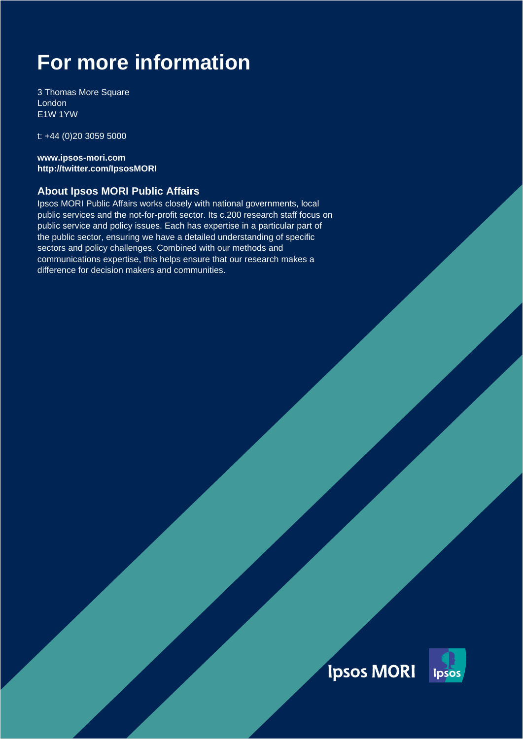# For more information

3 Thomas More Square
London
E1W 1YW

t: +44 (0)20 3059 5000

**www.ipsos-mori.com**
**http://twitter.com/IpsosMORI**

## About Ipsos MORI Public Affairs

Ipsos MORI Public Affairs works closely with national governments, local public services and the not-for-profit sector. Its c.200 research staff focus on public service and policy issues. Each has expertise in a particular part of the public sector, ensuring we have a detailed understanding of specific sectors and policy challenges. Combined with our methods and communications expertise, this helps ensure that our research makes a difference for decision makers and communities.

Ipsos MORI

Ipsos